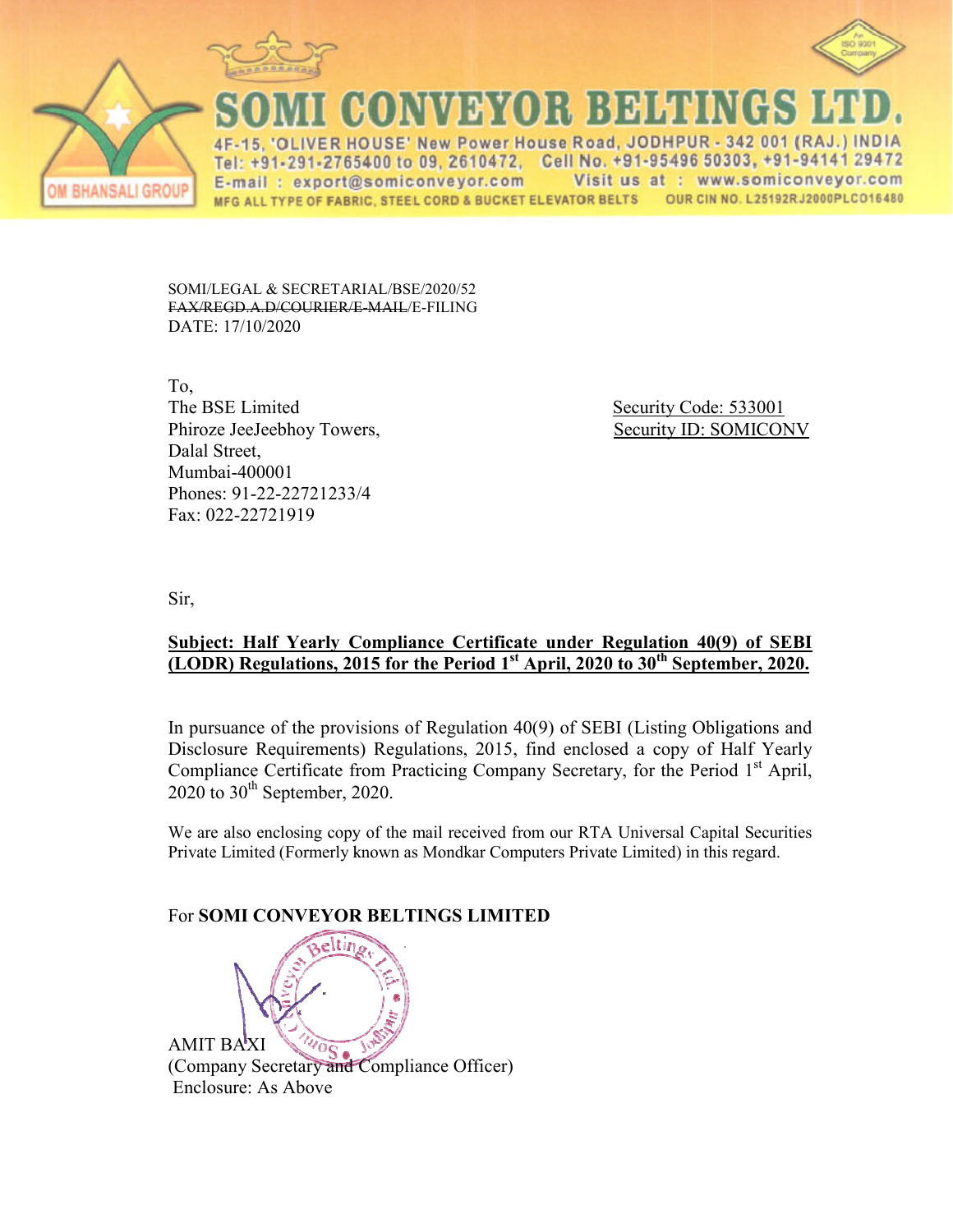# SOMI CONVEYOR BELTINGS LTD.

4F-15, 'OLIVER HOUSE' New Power House Road, JODHPUR - 342 001 (RAJ.) INDIA
Tel: +91-291-2765400 to 09, 2610472, Cell No. +91-95496 50303, +91-94141 29472
E-mail : export@somiconveyor.com Visit us at : www.somiconveyor.com
MFG ALL TYPE OF FABRIC, STEEL CORD & BUCKET ELEVATOR BELTS OUR CIN NO. L25192RJ2000PLC016480

OM BHANSALI GROUP

SOMI/LEGAL & SECRETARIAL/BSE/2020/52
~~FAX/REGD.A.D/COURIER/E-MAIL~~/E-FILING
DATE: 17/10/2020

To,
The BSE Limited
Phiroze JeeJeebhoy Towers,
Dalal Street,
Mumbai-400001
Phones: 91-22-22721233/4
Fax: 022-22721919

Security Code: 533001
Security ID: SOMICONV

Sir,

**Subject: Half Yearly Compliance Certificate under Regulation 40(9) of SEBI (LODR) Regulations, 2015 for the Period 1st April, 2020 to 30th September, 2020.**

In pursuance of the provisions of Regulation 40(9) of SEBI (Listing Obligations and Disclosure Requirements) Regulations, 2015, find enclosed a copy of Half Yearly Compliance Certificate from Practicing Company Secretary, for the Period 1st April, 2020 to 30th September, 2020.

We are also enclosing copy of the mail received from our RTA Universal Capital Securities Private Limited (Formerly known as Mondkar Computers Private Limited) in this regard.

For **SOMI CONVEYOR BELTINGS LIMITED**

AMIT BAXI
(Company Secretary and Compliance Officer)
Enclosure: As Above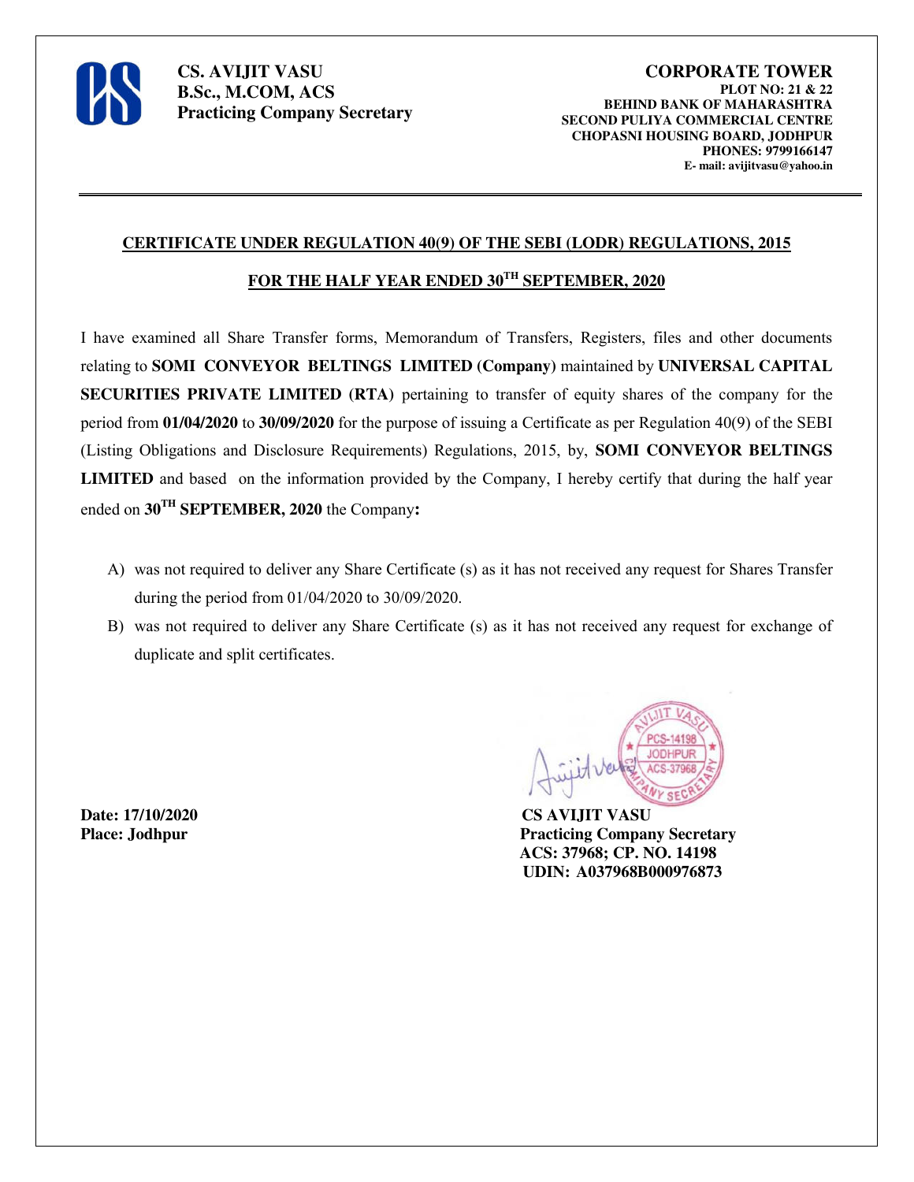**CS. AVIJIT VASU**
**B.Sc., M.COM, ACS**
**Practicing Company Secretary**

**CORPORATE TOWER**
**PLOT NO: 21 & 22**
**BEHIND BANK OF MAHARASHTRA**
**SECOND PULIYA COMMERCIAL CENTRE**
**CHOPASNI HOUSING BOARD, JODHPUR**
**PHONES: 9799166147**
**E- mail: avijitvasu@yahoo.in**

---

## CERTIFICATE UNDER REGULATION 40(9) OF THE SEBI (LODR) REGULATIONS, 2015

## FOR THE HALF YEAR ENDED 30TH SEPTEMBER, 2020

I have examined all Share Transfer forms, Memorandum of Transfers, Registers, files and other documents relating to **SOMI CONVEYOR BELTINGS LIMITED (Company)** maintained by **UNIVERSAL CAPITAL SECURITIES PRIVATE LIMITED (RTA)** pertaining to transfer of equity shares of the company for the period from **01/04/2020** to **30/09/2020** for the purpose of issuing a Certificate as per Regulation 40(9) of the SEBI (Listing Obligations and Disclosure Requirements) Regulations, 2015, by, **SOMI CONVEYOR BELTINGS LIMITED** and based on the information provided by the Company, I hereby certify that during the half year ended on **30TH SEPTEMBER, 2020** the Company**:**

A) was not required to deliver any Share Certificate (s) as it has not received any request for Shares Transfer during the period from 01/04/2020 to 30/09/2020.

B) was not required to deliver any Share Certificate (s) as it has not received any request for exchange of duplicate and split certificates.

**Date: 17/10/2020**
**Place: Jodhpur**

**CS AVIJIT VASU**
**Practicing Company Secretary**
**ACS: 37968; CP. NO. 14198**
**UDIN: A037968B000976873**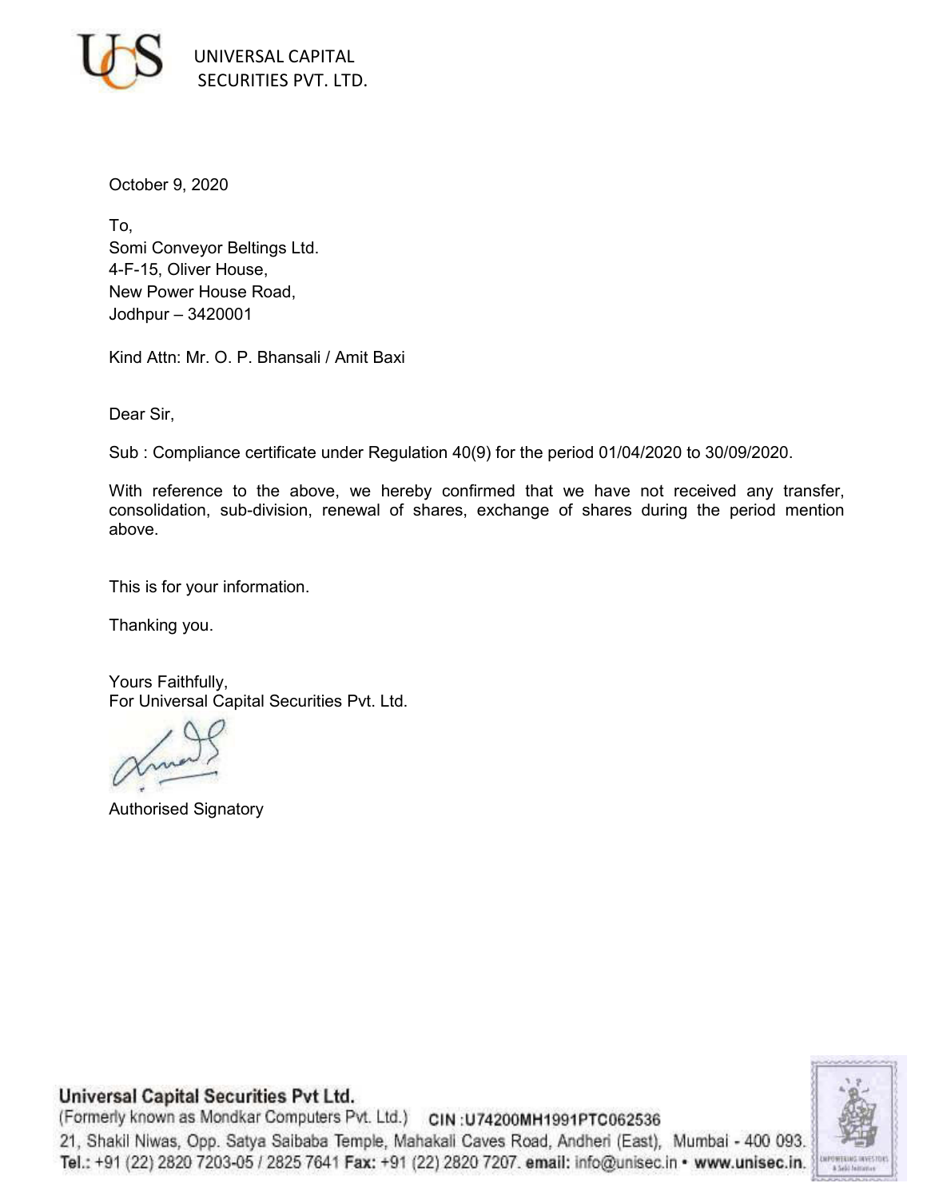UNIVERSAL CAPITAL SECURITIES PVT. LTD.

October 9, 2020

To,
Somi Conveyor Beltings Ltd.
4-F-15, Oliver House,
New Power House Road,
Jodhpur – 3420001

Kind Attn: Mr. O. P. Bhansali / Amit Baxi

Dear Sir,

Sub : Compliance certificate under Regulation 40(9) for the period 01/04/2020 to 30/09/2020.

With reference to the above, we hereby confirmed that we have not received any transfer, consolidation, sub-division, renewal of shares, exchange of shares during the period mention above.

This is for your information.

Thanking you.

Yours Faithfully,
For Universal Capital Securities Pvt. Ltd.

Authorised Signatory

**Universal Capital Securities Pvt Ltd.**
(Formerly known as Mondkar Computers Pvt. Ltd.) CIN :U74200MH1991PTC062536
21, Shakil Niwas, Opp. Satya Saibaba Temple, Mahakali Caves Road, Andheri (East), Mumbai - 400 093.
**Tel.:** +91 (22) 2820 7203-05 / 2825 7641 **Fax:** +91 (22) 2820 7207. **email:** info@unisec.in • **www.unisec.in.**